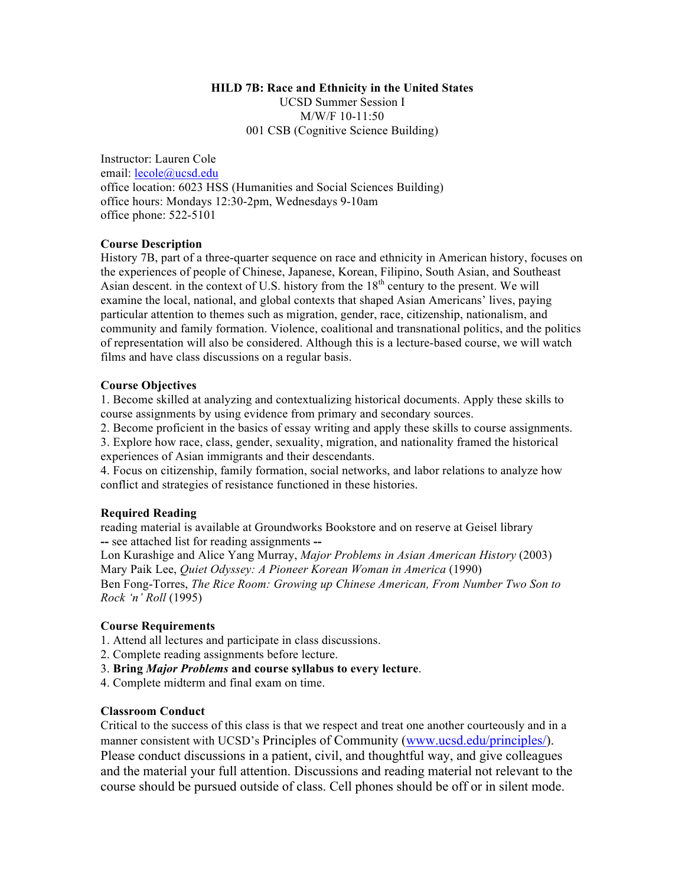# HILD 7B: Race and Ethnicity in the United States

UCSD Summer Session I
M/W/F 10-11:50
001 CSB (Cognitive Science Building)

Instructor: Lauren Cole
email: lecole@ucsd.edu
office location: 6023 HSS (Humanities and Social Sciences Building)
office hours: Mondays 12:30-2pm, Wednesdays 9-10am
office phone: 522-5101

## Course Description

History 7B, part of a three-quarter sequence on race and ethnicity in American history, focuses on the experiences of people of Chinese, Japanese, Korean, Filipino, South Asian, and Southeast Asian descent. in the context of U.S. history from the 18th century to the present. We will examine the local, national, and global contexts that shaped Asian Americans' lives, paying particular attention to themes such as migration, gender, race, citizenship, nationalism, and community and family formation. Violence, coalitional and transnational politics, and the politics of representation will also be considered. Although this is a lecture-based course, we will watch films and have class discussions on a regular basis.

## Course Objectives

1. Become skilled at analyzing and contextualizing historical documents. Apply these skills to course assignments by using evidence from primary and secondary sources.
2. Become proficient in the basics of essay writing and apply these skills to course assignments.
3. Explore how race, class, gender, sexuality, migration, and nationality framed the historical experiences of Asian immigrants and their descendants.
4. Focus on citizenship, family formation, social networks, and labor relations to analyze how conflict and strategies of resistance functioned in these histories.

## Required Reading

reading material is available at Groundworks Bookstore and on reserve at Geisel library
-- see attached list for reading assignments --
Lon Kurashige and Alice Yang Murray, *Major Problems in Asian American History* (2003)
Mary Paik Lee, *Quiet Odyssey: A Pioneer Korean Woman in America* (1990)
Ben Fong-Torres, *The Rice Room: Growing up Chinese American, From Number Two Son to Rock 'n' Roll* (1995)

## Course Requirements

1. Attend all lectures and participate in class discussions.
2. Complete reading assignments before lecture.
3. **Bring *Major Problems* and course syllabus to every lecture**.
4. Complete midterm and final exam on time.

## Classroom Conduct

Critical to the success of this class is that we respect and treat one another courteously and in a manner consistent with UCSD's Principles of Community (www.ucsd.edu/principles/). Please conduct discussions in a patient, civil, and thoughtful way, and give colleagues and the material your full attention. Discussions and reading material not relevant to the course should be pursued outside of class. Cell phones should be off or in silent mode.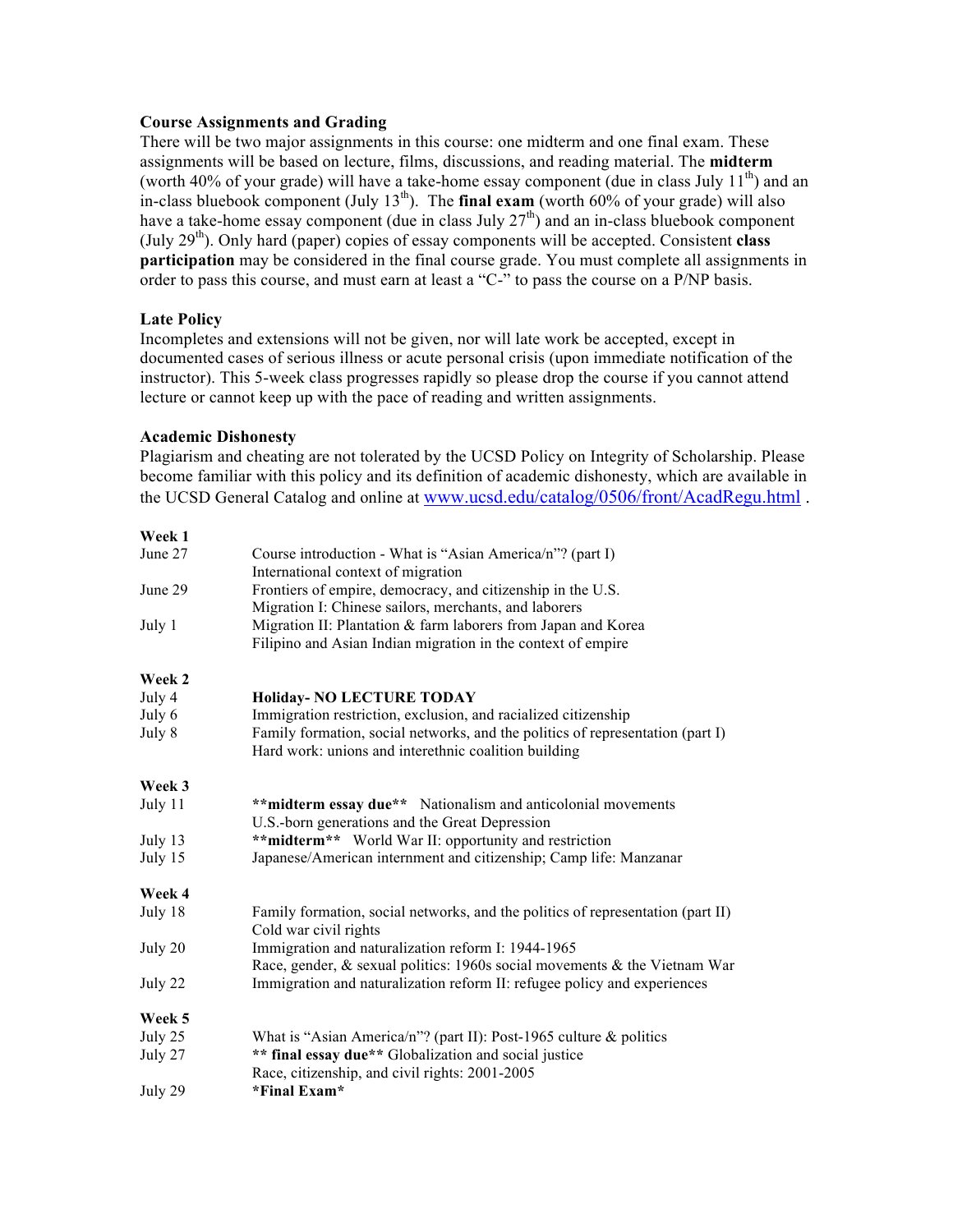**Course Assignments and Grading**

There will be two major assignments in this course: one midterm and one final exam. These assignments will be based on lecture, films, discussions, and reading material. The **midterm** (worth 40% of your grade) will have a take-home essay component (due in class July 11th) and an in-class bluebook component (July 13th). The **final exam** (worth 60% of your grade) will also have a take-home essay component (due in class July 27th) and an in-class bluebook component (July 29th). Only hard (paper) copies of essay components will be accepted. Consistent **class participation** may be considered in the final course grade. You must complete all assignments in order to pass this course, and must earn at least a "C-" to pass the course on a P/NP basis.

**Late Policy**

Incompletes and extensions will not be given, nor will late work be accepted, except in documented cases of serious illness or acute personal crisis (upon immediate notification of the instructor). This 5-week class progresses rapidly so please drop the course if you cannot attend lecture or cannot keep up with the pace of reading and written assignments.

**Academic Dishonesty**

Plagiarism and cheating are not tolerated by the UCSD Policy on Integrity of Scholarship. Please become familiar with this policy and its definition of academic dishonesty, which are available in the UCSD General Catalog and online at www.ucsd.edu/catalog/0506/front/AcadRegu.html .

**Week 1**

| | |
|---|---|
| June 27 | Course introduction - What is "Asian America/n"? (part I)<br>International context of migration |
| June 29 | Frontiers of empire, democracy, and citizenship in the U.S.<br>Migration I: Chinese sailors, merchants, and laborers |
| July 1 | Migration II: Plantation & farm laborers from Japan and Korea<br>Filipino and Asian Indian migration in the context of empire |

**Week 2**

| | |
|---|---|
| July 4 | **Holiday- NO LECTURE TODAY** |
| July 6 | Immigration restriction, exclusion, and racialized citizenship |
| July 8 | Family formation, social networks, and the politics of representation (part I)<br>Hard work: unions and interethnic coalition building |

**Week 3**

| | |
|---|---|
| July 11 | **\*\*midterm essay due\*\*** Nationalism and anticolonial movements<br>U.S.-born generations and the Great Depression |
| July 13 | **\*\*midterm\*\*** World War II: opportunity and restriction |
| July 15 | Japanese/American internment and citizenship; Camp life: Manzanar |

**Week 4**

| | |
|---|---|
| July 18 | Family formation, social networks, and the politics of representation (part II)<br>Cold war civil rights |
| July 20 | Immigration and naturalization reform I: 1944-1965<br>Race, gender, & sexual politics: 1960s social movements & the Vietnam War |
| July 22 | Immigration and naturalization reform II: refugee policy and experiences |

**Week 5**

| | |
|---|---|
| July 25 | What is "Asian America/n"? (part II): Post-1965 culture & politics |
| July 27 | **\*\* final essay due\*\*** Globalization and social justice<br>Race, citizenship, and civil rights: 2001-2005 |
| July 29 | **\*Final Exam\*** |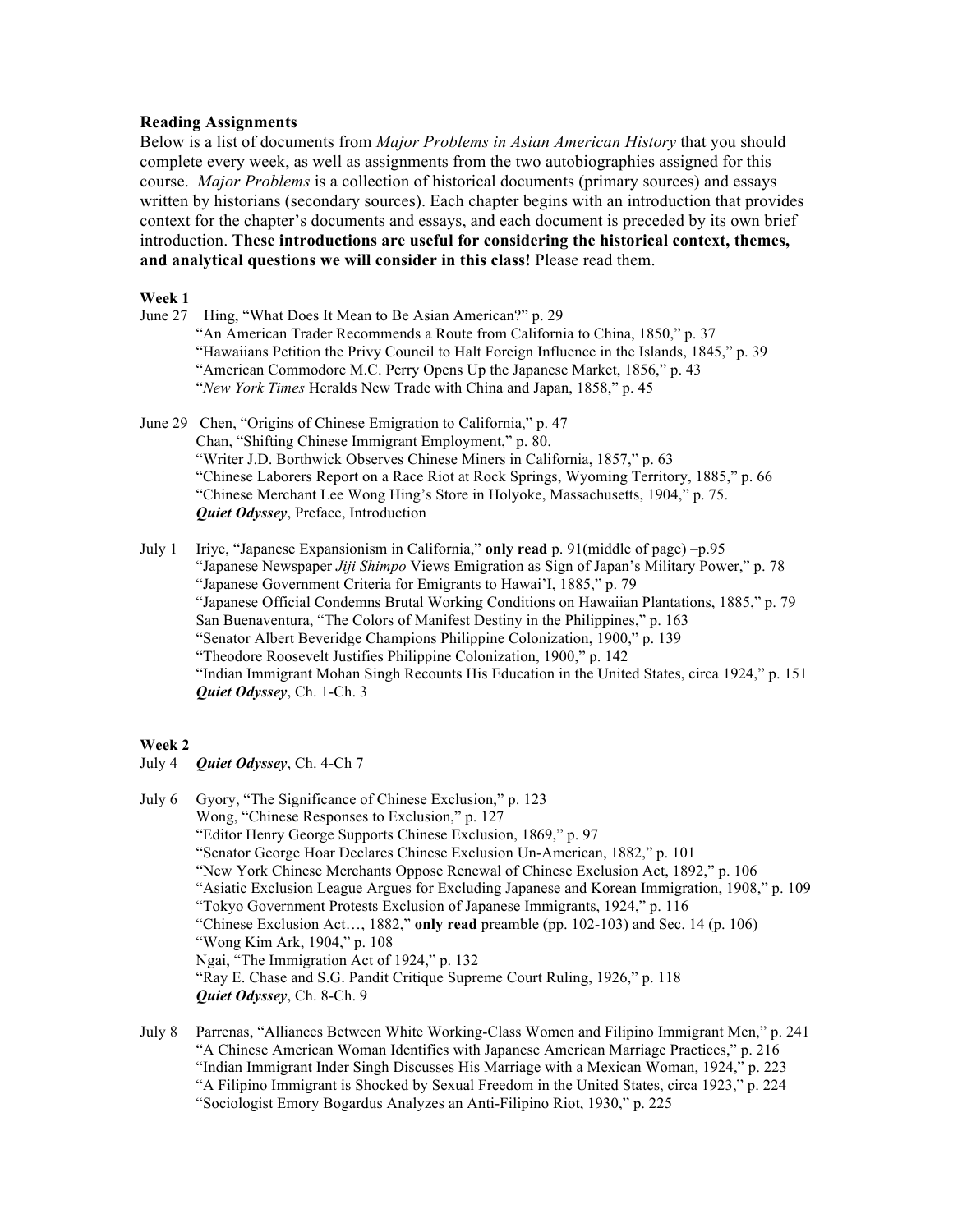**Reading Assignments**

Below is a list of documents from *Major Problems in Asian American History* that you should complete every week, as well as assignments from the two autobiographies assigned for this course. *Major Problems* is a collection of historical documents (primary sources) and essays written by historians (secondary sources). Each chapter begins with an introduction that provides context for the chapter's documents and essays, and each document is preceded by its own brief introduction. **These introductions are useful for considering the historical context, themes, and analytical questions we will consider in this class!** Please read them.

**Week 1**

June 27 Hing, "What Does It Mean to Be Asian American?" p. 29
"An American Trader Recommends a Route from California to China, 1850," p. 37
"Hawaiians Petition the Privy Council to Halt Foreign Influence in the Islands, 1845," p. 39
"American Commodore M.C. Perry Opens Up the Japanese Market, 1856," p. 43
"*New York Times* Heralds New Trade with China and Japan, 1858," p. 45

June 29 Chen, "Origins of Chinese Emigration to California," p. 47
Chan, "Shifting Chinese Immigrant Employment," p. 80.
"Writer J.D. Borthwick Observes Chinese Miners in California, 1857," p. 63
"Chinese Laborers Report on a Race Riot at Rock Springs, Wyoming Territory, 1885," p. 66
"Chinese Merchant Lee Wong Hing's Store in Holyoke, Massachusetts, 1904," p. 75.
***Quiet Odyssey***, Preface, Introduction

July 1 Iriye, "Japanese Expansionism in California," **only read** p. 91(middle of page) –p.95
"Japanese Newspaper *Jiji Shimpo* Views Emigration as Sign of Japan's Military Power," p. 78
"Japanese Government Criteria for Emigrants to Hawai'I, 1885," p. 79
"Japanese Official Condemns Brutal Working Conditions on Hawaiian Plantations, 1885," p. 79
San Buenaventura, "The Colors of Manifest Destiny in the Philippines," p. 163
"Senator Albert Beveridge Champions Philippine Colonization, 1900," p. 139
"Theodore Roosevelt Justifies Philippine Colonization, 1900," p. 142
"Indian Immigrant Mohan Singh Recounts His Education in the United States, circa 1924," p. 151
***Quiet Odyssey***, Ch. 1-Ch. 3

**Week 2**

July 4 ***Quiet Odyssey***, Ch. 4-Ch 7

July 6 Gyory, "The Significance of Chinese Exclusion," p. 123
Wong, "Chinese Responses to Exclusion," p. 127
"Editor Henry George Supports Chinese Exclusion, 1869," p. 97
"Senator George Hoar Declares Chinese Exclusion Un-American, 1882," p. 101
"New York Chinese Merchants Oppose Renewal of Chinese Exclusion Act, 1892," p. 106
"Asiatic Exclusion League Argues for Excluding Japanese and Korean Immigration, 1908," p. 109
"Tokyo Government Protests Exclusion of Japanese Immigrants, 1924," p. 116
"Chinese Exclusion Act…, 1882," **only read** preamble (pp. 102-103) and Sec. 14 (p. 106)
"Wong Kim Ark, 1904," p. 108
Ngai, "The Immigration Act of 1924," p. 132
"Ray E. Chase and S.G. Pandit Critique Supreme Court Ruling, 1926," p. 118
***Quiet Odyssey***, Ch. 8-Ch. 9

July 8 Parrenas, "Alliances Between White Working-Class Women and Filipino Immigrant Men," p. 241
"A Chinese American Woman Identifies with Japanese American Marriage Practices," p. 216
"Indian Immigrant Inder Singh Discusses His Marriage with a Mexican Woman, 1924," p. 223
"A Filipino Immigrant is Shocked by Sexual Freedom in the United States, circa 1923," p. 224
"Sociologist Emory Bogardus Analyzes an Anti-Filipino Riot, 1930," p. 225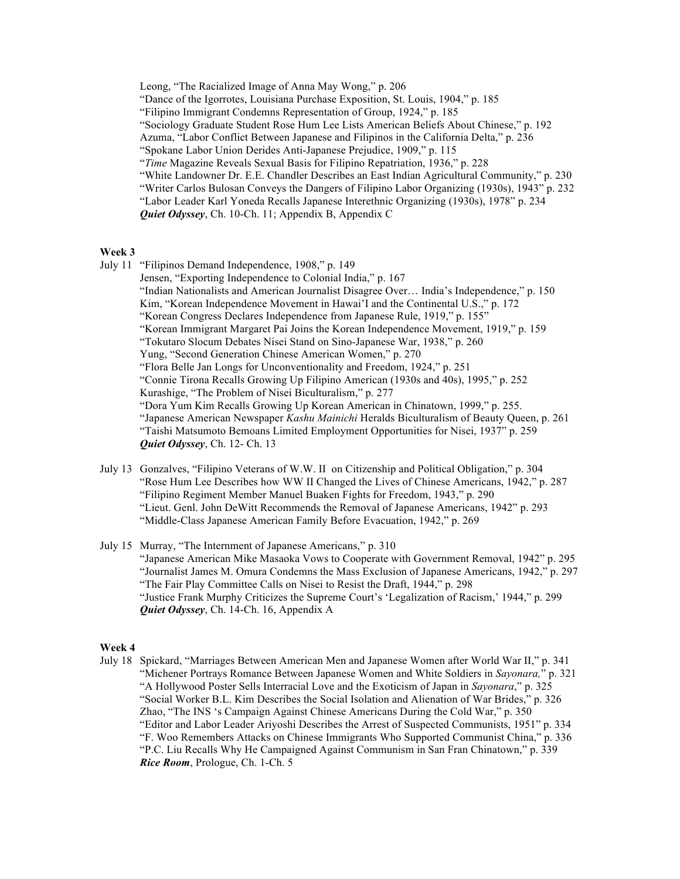Leong, "The Racialized Image of Anna May Wong," p. 206
"Dance of the Igorrotes, Louisiana Purchase Exposition, St. Louis, 1904," p. 185
"Filipino Immigrant Condemns Representation of Group, 1924," p. 185
"Sociology Graduate Student Rose Hum Lee Lists American Beliefs About Chinese," p. 192
Azuma, "Labor Conflict Between Japanese and Filipinos in the California Delta," p. 236
"Spokane Labor Union Derides Anti-Japanese Prejudice, 1909," p. 115
"*Time* Magazine Reveals Sexual Basis for Filipino Repatriation, 1936," p. 228
"White Landowner Dr. E.E. Chandler Describes an East Indian Agricultural Community," p. 230
"Writer Carlos Bulosan Conveys the Dangers of Filipino Labor Organizing (1930s), 1943" p. 232
"Labor Leader Karl Yoneda Recalls Japanese Interethnic Organizing (1930s), 1978" p. 234
***Quiet Odyssey***, Ch. 10-Ch. 11; Appendix B, Appendix C

**Week 3**

July 11 "Filipinos Demand Independence, 1908," p. 149
Jensen, "Exporting Independence to Colonial India," p. 167
"Indian Nationalists and American Journalist Disagree Over… India's Independence," p. 150
Kim, "Korean Independence Movement in Hawai'I and the Continental U.S.," p. 172
"Korean Congress Declares Independence from Japanese Rule, 1919," p. 155"
"Korean Immigrant Margaret Pai Joins the Korean Independence Movement, 1919," p. 159
"Tokutaro Slocum Debates Nisei Stand on Sino-Japanese War, 1938," p. 260
Yung, "Second Generation Chinese American Women," p. 270
"Flora Belle Jan Longs for Unconventionality and Freedom, 1924," p. 251
"Connie Tirona Recalls Growing Up Filipino American (1930s and 40s), 1995," p. 252
Kurashige, "The Problem of Nisei Biculturalism," p. 277
"Dora Yum Kim Recalls Growing Up Korean American in Chinatown, 1999," p. 255.
"Japanese American Newspaper *Kashu Mainichi* Heralds Biculturalism of Beauty Queen, p. 261
"Taishi Matsumoto Bemoans Limited Employment Opportunities for Nisei, 1937" p. 259
***Quiet Odyssey***, Ch. 12- Ch. 13

July 13 Gonzalves, "Filipino Veterans of W.W. II on Citizenship and Political Obligation," p. 304
"Rose Hum Lee Describes how WW II Changed the Lives of Chinese Americans, 1942," p. 287
"Filipino Regiment Member Manuel Buaken Fights for Freedom, 1943," p. 290
"Lieut. Genl. John DeWitt Recommends the Removal of Japanese Americans, 1942" p. 293
"Middle-Class Japanese American Family Before Evacuation, 1942," p. 269

July 15 Murray, "The Internment of Japanese Americans," p. 310
"Japanese American Mike Masaoka Vows to Cooperate with Government Removal, 1942" p. 295
"Journalist James M. Omura Condemns the Mass Exclusion of Japanese Americans, 1942," p. 297
"The Fair Play Committee Calls on Nisei to Resist the Draft, 1944," p. 298
"Justice Frank Murphy Criticizes the Supreme Court's 'Legalization of Racism,' 1944," p. 299
***Quiet Odyssey***, Ch. 14-Ch. 16, Appendix A

**Week 4**

July 18 Spickard, "Marriages Between American Men and Japanese Women after World War II," p. 341
"Michener Portrays Romance Between Japanese Women and White Soldiers in *Sayonara,*" p. 321
"A Hollywood Poster Sells Interracial Love and the Exoticism of Japan in *Sayonara*," p. 325
"Social Worker B.L. Kim Describes the Social Isolation and Alienation of War Brides," p. 326
Zhao, "The INS 's Campaign Against Chinese Americans During the Cold War," p. 350
"Editor and Labor Leader Ariyoshi Describes the Arrest of Suspected Communists, 1951" p. 334
"F. Woo Remembers Attacks on Chinese Immigrants Who Supported Communist China," p. 336
"P.C. Liu Recalls Why He Campaigned Against Communism in San Fran Chinatown," p. 339
***Rice Room***, Prologue, Ch. 1-Ch. 5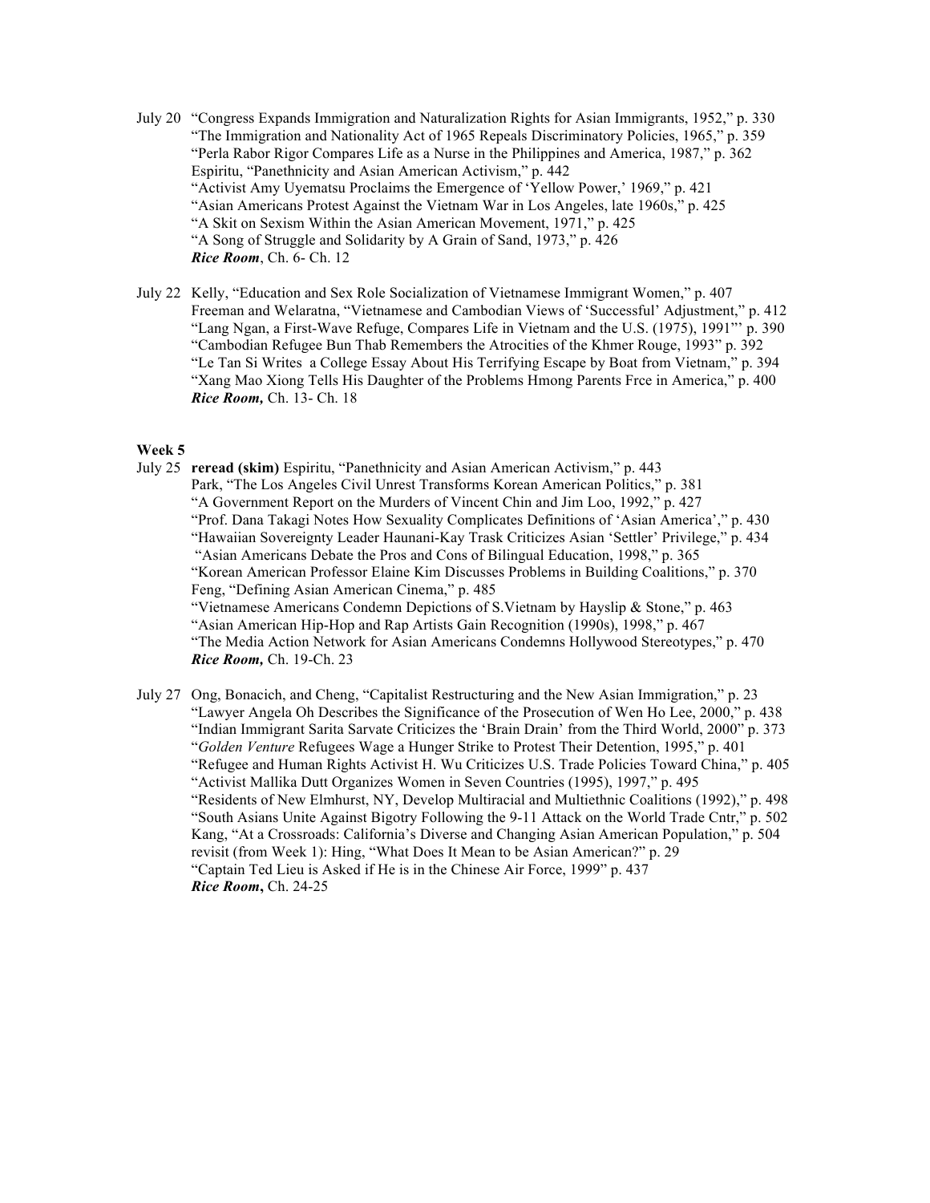July 20 "Congress Expands Immigration and Naturalization Rights for Asian Immigrants, 1952," p. 330
"The Immigration and Nationality Act of 1965 Repeals Discriminatory Policies, 1965," p. 359
"Perla Rabor Rigor Compares Life as a Nurse in the Philippines and America, 1987," p. 362
Espiritu, "Panethnicity and Asian American Activism," p. 442
"Activist Amy Uyematsu Proclaims the Emergence of 'Yellow Power,' 1969," p. 421
"Asian Americans Protest Against the Vietnam War in Los Angeles, late 1960s," p. 425
"A Skit on Sexism Within the Asian American Movement, 1971," p. 425
"A Song of Struggle and Solidarity by A Grain of Sand, 1973," p. 426
***Rice Room***, Ch. 6- Ch. 12

July 22 Kelly, "Education and Sex Role Socialization of Vietnamese Immigrant Women," p. 407
Freeman and Welaratna, "Vietnamese and Cambodian Views of 'Successful' Adjustment," p. 412
"Lang Ngan, a First-Wave Refuge, Compares Life in Vietnam and the U.S. (1975), 1991"' p. 390
"Cambodian Refugee Bun Thab Remembers the Atrocities of the Khmer Rouge, 1993" p. 392
"Le Tan Si Writes a College Essay About His Terrifying Escape by Boat from Vietnam," p. 394
"Xang Mao Xiong Tells His Daughter of the Problems Hmong Parents Frce in America," p. 400
***Rice Room,*** Ch. 13- Ch. 18

**Week 5**

July 25 **reread (skim)** Espiritu, "Panethnicity and Asian American Activism," p. 443
Park, "The Los Angeles Civil Unrest Transforms Korean American Politics," p. 381
"A Government Report on the Murders of Vincent Chin and Jim Loo, 1992," p. 427
"Prof. Dana Takagi Notes How Sexuality Complicates Definitions of 'Asian America'," p. 430
"Hawaiian Sovereignty Leader Haunani-Kay Trask Criticizes Asian 'Settler' Privilege," p. 434
"Asian Americans Debate the Pros and Cons of Bilingual Education, 1998," p. 365
"Korean American Professor Elaine Kim Discusses Problems in Building Coalitions," p. 370
Feng, "Defining Asian American Cinema," p. 485
"Vietnamese Americans Condemn Depictions of S.Vietnam by Hayslip & Stone," p. 463
"Asian American Hip-Hop and Rap Artists Gain Recognition (1990s), 1998," p. 467
"The Media Action Network for Asian Americans Condemns Hollywood Stereotypes," p. 470
***Rice Room,*** Ch. 19-Ch. 23

July 27 Ong, Bonacich, and Cheng, "Capitalist Restructuring and the New Asian Immigration," p. 23
"Lawyer Angela Oh Describes the Significance of the Prosecution of Wen Ho Lee, 2000," p. 438
"Indian Immigrant Sarita Sarvate Criticizes the 'Brain Drain' from the Third World, 2000" p. 373
"*Golden Venture* Refugees Wage a Hunger Strike to Protest Their Detention, 1995," p. 401
"Refugee and Human Rights Activist H. Wu Criticizes U.S. Trade Policies Toward China," p. 405
"Activist Mallika Dutt Organizes Women in Seven Countries (1995), 1997," p. 495
"Residents of New Elmhurst, NY, Develop Multiracial and Multiethnic Coalitions (1992)," p. 498
"South Asians Unite Against Bigotry Following the 9-11 Attack on the World Trade Cntr," p. 502
Kang, "At a Crossroads: California's Diverse and Changing Asian American Population," p. 504
revisit (from Week 1): Hing, "What Does It Mean to be Asian American?" p. 29
"Captain Ted Lieu is Asked if He is in the Chinese Air Force, 1999" p. 437
***Rice Room***, Ch. 24-25